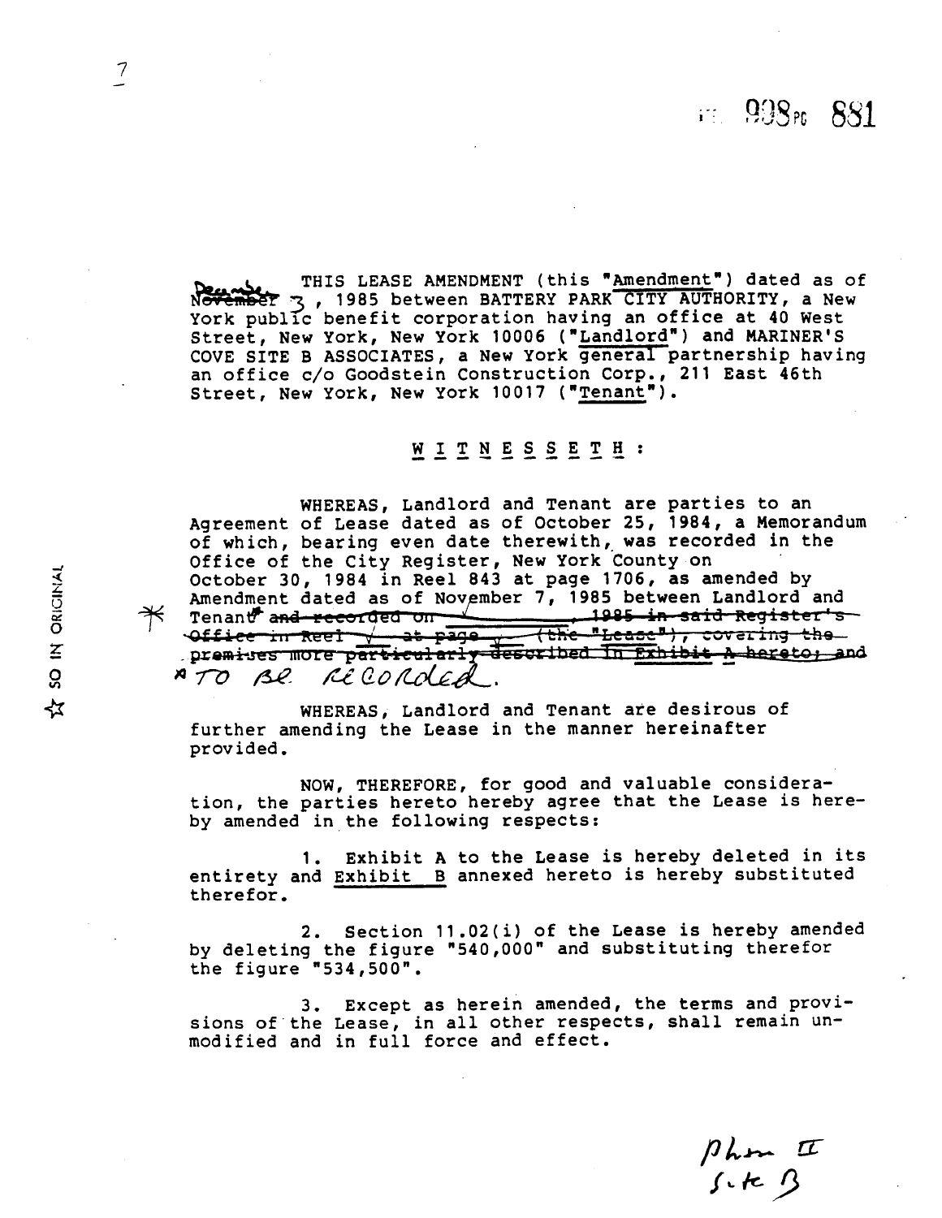THIS LEASE AMENDMENT (this "Amendment") dated as of ~~November~~ December 3, 1985 between BATTERY PARK CITY AUTHORITY, a New York public benefit corporation having an office at 40 West Street, New York, New York 10006 ("Landlord") and MARINER'S COVE SITE B ASSOCIATES, a New York general partnership having an office c/o Goodstein Construction Corp., 211 East 46th Street, New York, New York 10017 ("Tenant").

W I T N E S S E T H :

WHEREAS, Landlord and Tenant are parties to an Agreement of Lease dated as of October 25, 1984, a Memorandum of which, bearing even date therewith, was recorded in the Office of the City Register, New York County on October 30, 1984 in Reel 843 at page 1706, as amended by Amendment dated as of November 7, 1985 between Landlord and Tenant* ~~and recorded on \_\_\_\_\_\_\_\_, 1985 in said Register's Office in Reel \_\_\_ at page \_\_\_ (the "Lease"), covering the premises more particularly described in Exhibit A hereto; and~~

*TO BE RECORDED.

WHEREAS, Landlord and Tenant are desirous of further amending the Lease in the manner hereinafter provided.

NOW, THEREFORE, for good and valuable consideration, the parties hereto hereby agree that the Lease is hereby amended in the following respects:

1. Exhibit A to the Lease is hereby deleted in its entirety and Exhibit B annexed hereto is hereby substituted therefor.

2. Section 11.02(i) of the Lease is hereby amended by deleting the figure "540,000" and substituting therefor the figure "534,500".

3. Except as herein amended, the terms and provisions of the Lease, in all other respects, shall remain unmodified and in full force and effect.

Phase II
Site B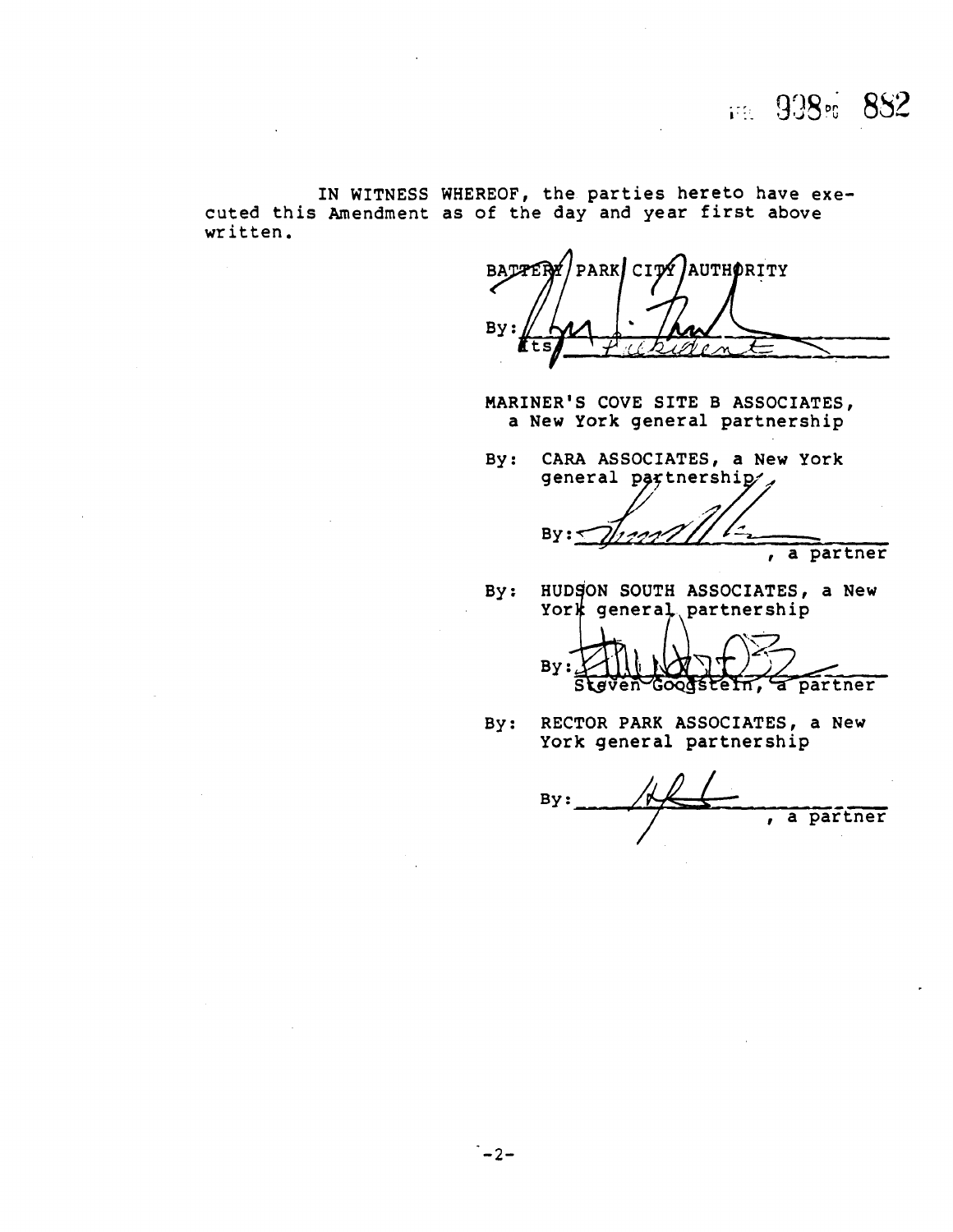IN WITNESS WHEREOF, the parties hereto have executed this Amendment as of the day and year first above written.

BATTERY PARK CITY AUTHORITY

By: ______________________
Its President

MARINER'S COVE SITE B ASSOCIATES, a New York general partnership

By: CARA ASSOCIATES, a New York general partnership

By: ______________________, a partner

By: HUDSON SOUTH ASSOCIATES, a New York general partnership

By: ______________________
Steven Goodstein, a partner

By: RECTOR PARK ASSOCIATES, a New York general partnership

By: ______________________, a partner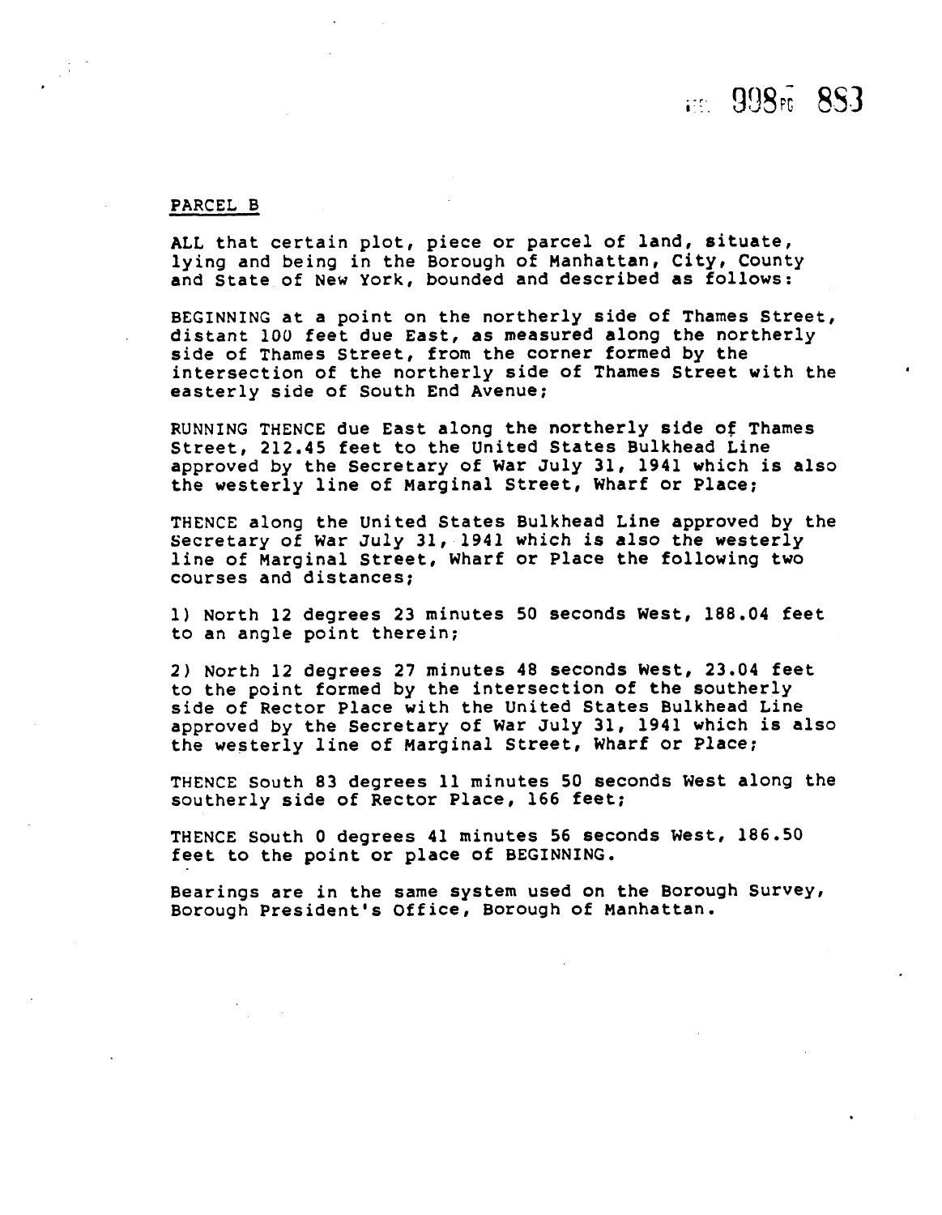PARCEL B

ALL that certain plot, piece or parcel of land, situate, lying and being in the Borough of Manhattan, City, County and State of New York, bounded and described as follows:

BEGINNING at a point on the northerly side of Thames Street, distant 100 feet due East, as measured along the northerly side of Thames Street, from the corner formed by the intersection of the northerly side of Thames Street with the easterly side of South End Avenue;

RUNNING THENCE due East along the northerly side of Thames Street, 212.45 feet to the United States Bulkhead Line approved by the Secretary of War July 31, 1941 which is also the westerly line of Marginal Street, Wharf or Place;

THENCE along the United States Bulkhead Line approved by the Secretary of War July 31, 1941 which is also the westerly line of Marginal Street, Wharf or Place the following two courses and distances;

1) North 12 degrees 23 minutes 50 seconds West, 188.04 feet to an angle point therein;

2) North 12 degrees 27 minutes 48 seconds West, 23.04 feet to the point formed by the intersection of the southerly side of Rector Place with the United States Bulkhead Line approved by the Secretary of War July 31, 1941 which is also the westerly line of Marginal Street, Wharf or Place;

THENCE South 83 degrees 11 minutes 50 seconds West along the southerly side of Rector Place, 166 feet;

THENCE South 0 degrees 41 minutes 56 seconds West, 186.50 feet to the point or place of BEGINNING.

Bearings are in the same system used on the Borough Survey, Borough President's Office, Borough of Manhattan.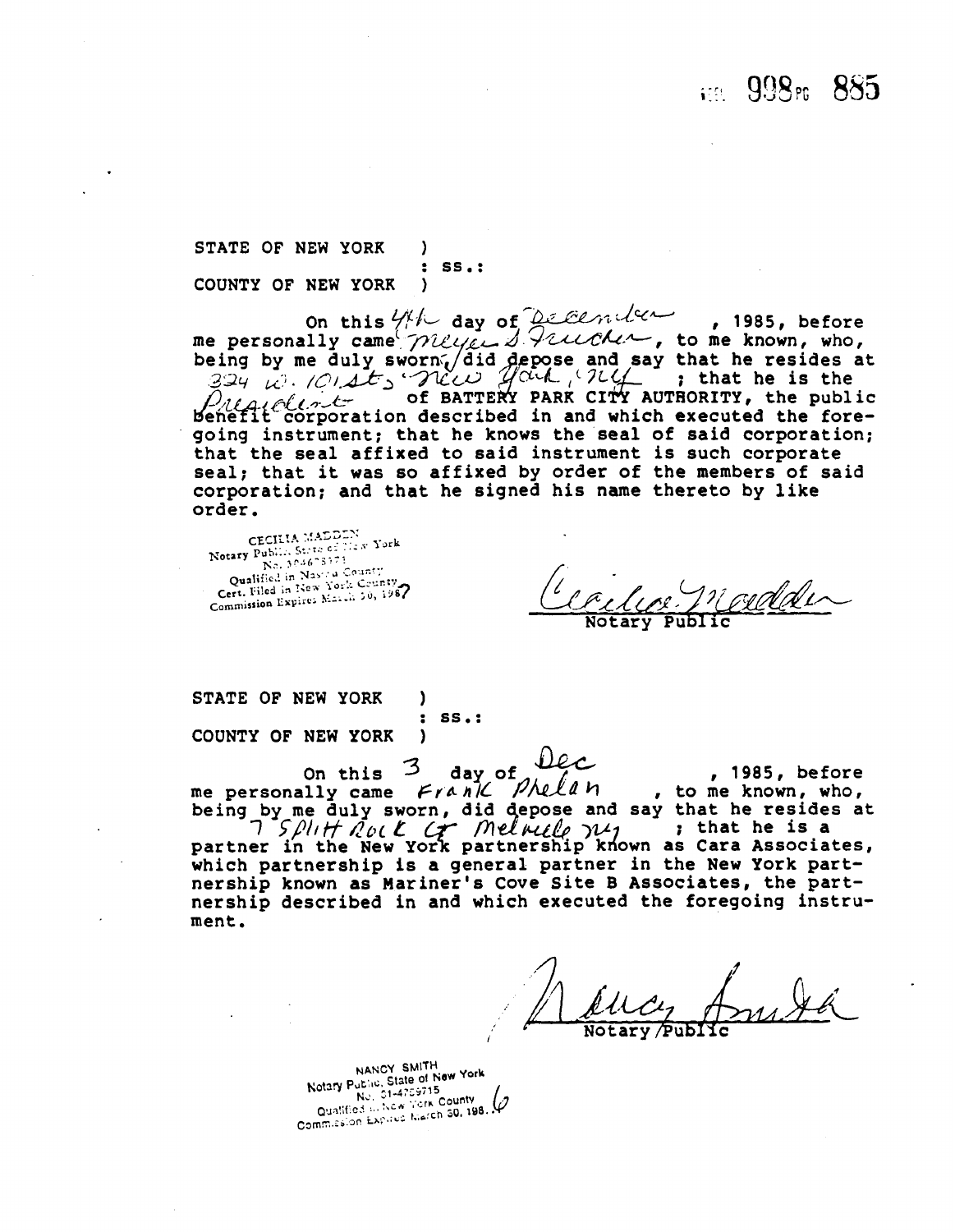STATE OF NEW YORK )
: ss.:
COUNTY OF NEW YORK )

On this 4th day of December, 1985, before me personally came Meyer S. Frucher, to me known, who, being by me duly sworn, did depose and say that he resides at 324 W. 101 St., New York, N.Y. ; that he is the President of BATTERY PARK CITY AUTHORITY, the public benefit corporation described in and which executed the foregoing instrument; that he knows the seal of said corporation; that the seal affixed to said instrument is such corporate seal; that it was so affixed by order of the members of said corporation; and that he signed his name thereto by like order.

CECILIA MADDEN
Notary Public, State of New York
No. 30-4678371
Qualified in Nassau County
Cert. Filed in New York County
Commission Expires March 30, 1987

Cecilia Madden
Notary Public

STATE OF NEW YORK )
: ss.:
COUNTY OF NEW YORK )

On this 3 day of Dec, 1985, before me personally came Frank Phelan, to me known, who, being by me duly sworn, did depose and say that he resides at 7 Split Rock Ct Melville NY ; that he is a partner in the New York partnership known as Cara Associates, which partnership is a general partner in the New York partnership known as Mariner's Cove Site B Associates, the partnership described in and which executed the foregoing instrument.

Nancy Smith
Notary Public

NANCY SMITH
Notary Public, State of New York
No. 31-4759715
Qualified in New York County
Commission Expires March 30, 1986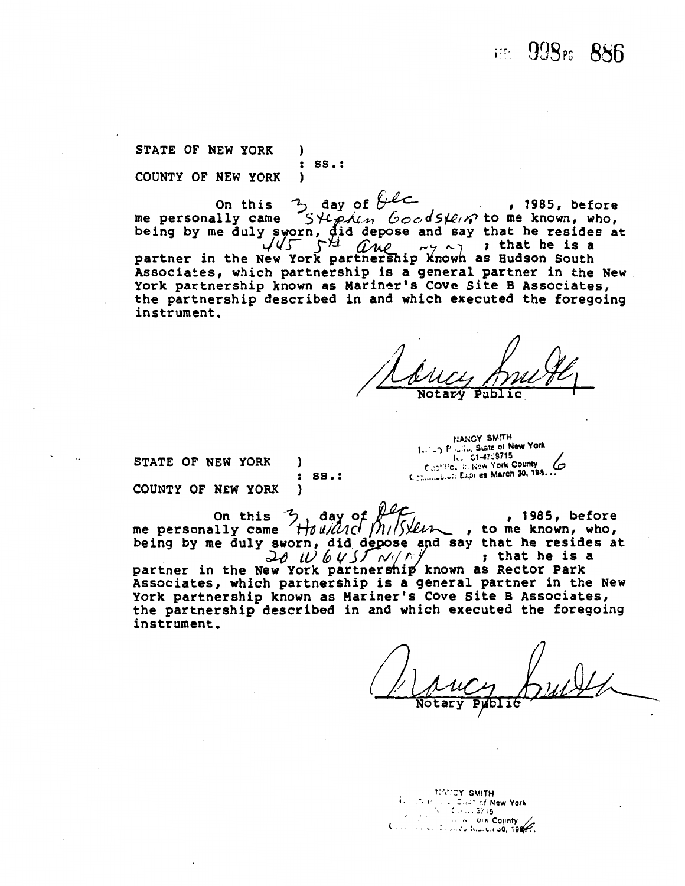REEL 998 PG 886

STATE OF NEW YORK )
: ss.:
COUNTY OF NEW YORK )

On this 3 day of Dec, 1985, before me personally came Stephen Goodstein to me known, who, being by me duly sworn, did depose and say that he resides at 445 5th Ave NY NY; that he is a partner in the New York partnership known as Hudson South Associates, which partnership is a general partner in the New York partnership known as Mariner's Cove Site B Associates, the partnership described in and which executed the foregoing instrument.

Nancy Smith
Notary Public

NANCY SMITH
Notary Public, State of New York
No. 01-4759715
Qualified in New York County
Commission Expires March 30, 1986

STATE OF NEW YORK )
: ss.:
COUNTY OF NEW YORK )

On this 3 day of Dec, 1985, before me personally came Howard Milstein, to me known, who, being by me duly sworn, did depose and say that he resides at 20 W 64St N.Y. N.Y.; that he is a partner in the New York partnership known as Rector Park Associates, which partnership is a general partner in the New York partnership known as Mariner's Cove Site B Associates, the partnership described in and which executed the foregoing instrument.

Nancy Smith
Notary Public

NANCY SMITH
Notary Public, State of New York
No. 01-4759715
Qualified in New York County
Commission Expires March 30, 1986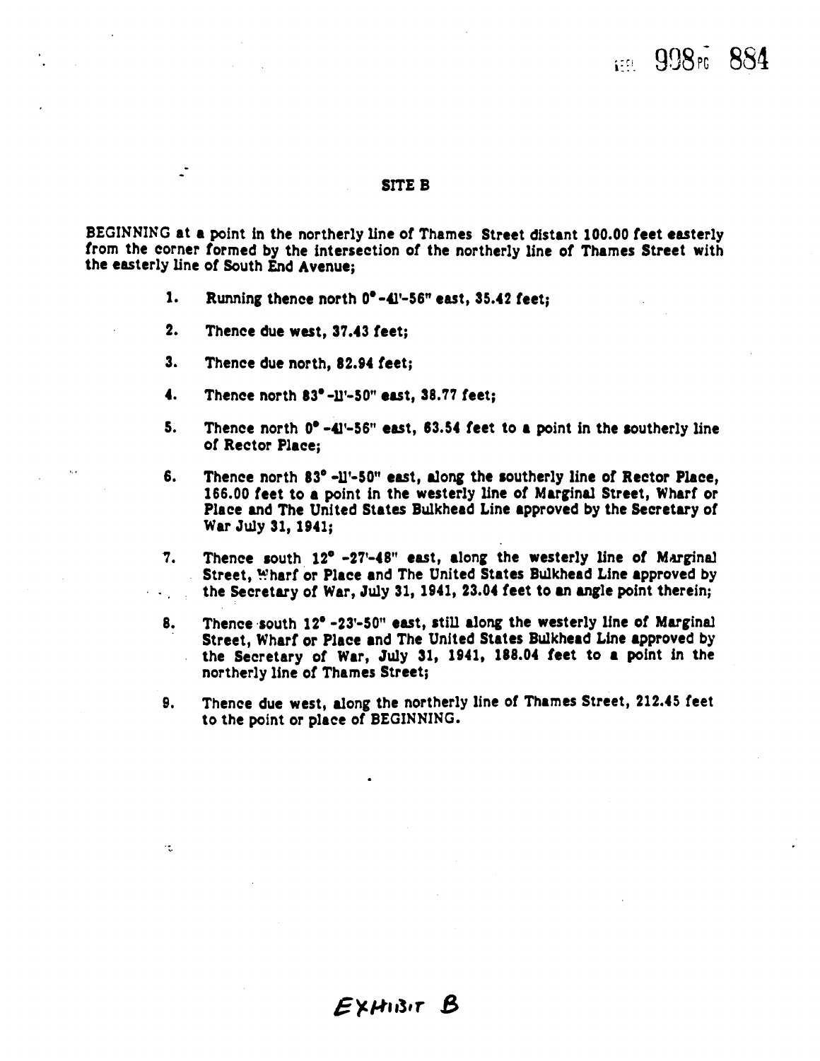## SITE B

BEGINNING at a point in the northerly line of Thames Street distant 100.00 feet easterly from the corner formed by the intersection of the northerly line of Thames Street with the easterly line of South End Avenue;

1. Running thence north 0°-41'-56" east, 35.42 feet;

2. Thence due west, 37.43 feet;

3. Thence due north, 82.94 feet;

4. Thence north 83°-11'-50" east, 38.77 feet;

5. Thence north 0°-41'-56" east, 63.54 feet to a point in the southerly line of Rector Place;

6. Thence north 83°-11'-50" east, along the southerly line of Rector Place, 166.00 feet to a point in the westerly line of Marginal Street, Wharf or Place and The United States Bulkhead Line approved by the Secretary of War July 31, 1941;

7. Thence south 12°-27'-48" east, along the westerly line of Marginal Street, Wharf or Place and The United States Bulkhead Line approved by the Secretary of War, July 31, 1941, 23.04 feet to an angle point therein;

8. Thence south 12°-23'-50" east, still along the westerly line of Marginal Street, Wharf or Place and The United States Bulkhead Line approved by the Secretary of War, July 31, 1941, 188.04 feet to a point in the northerly line of Thames Street;

9. Thence due west, along the northerly line of Thames Street, 212.45 feet to the point or place of BEGINNING.

EXHIBIT B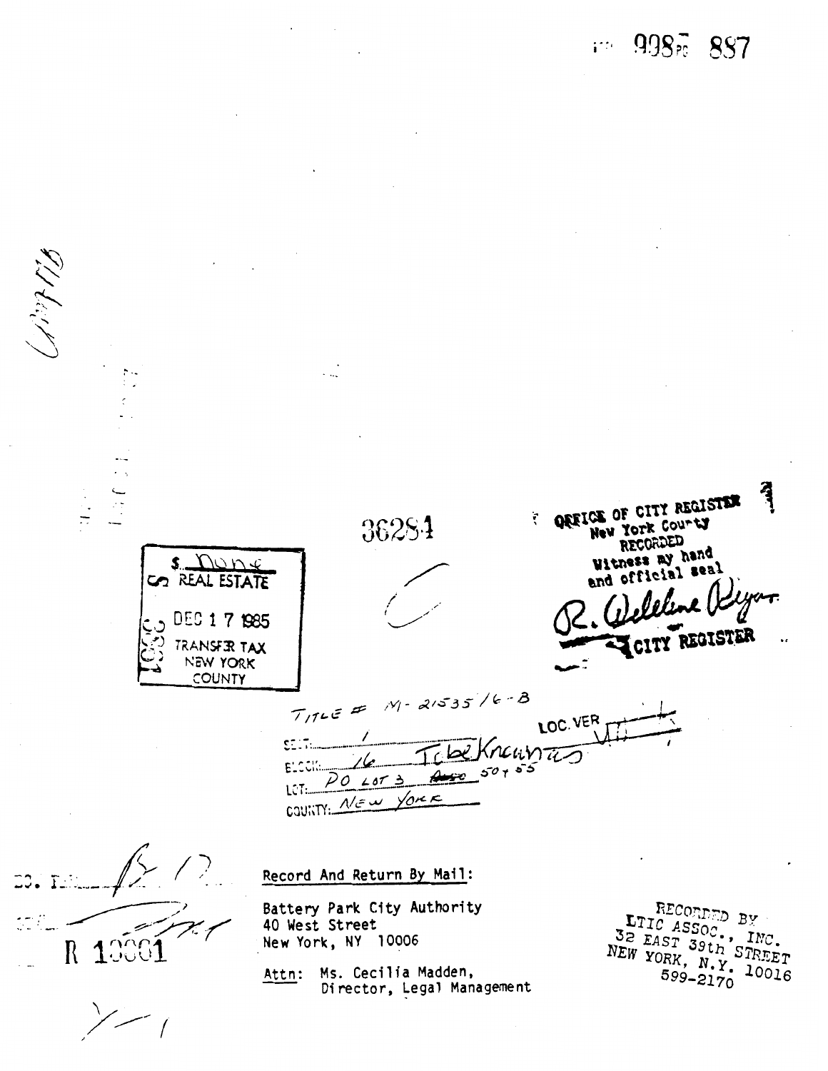998 887

36284

$ None
REAL ESTATE

DEC 1 7 1985
TRANSFER TAX
NEW YORK
COUNTY

OFFICE OF CITY REGISTER
New York County
RECORDED
Witness my hand
and official seal

R. Wellene Ryan

CITY REGISTER

TITLE # M-21535/6-B

SECT. 1

BLOCK 16

LOT PO LOT 3 ~~Also~~ 50 + 55

COUNTY: NEW YORK

LOC. VER

R 10001

Record And Return By Mail:

Battery Park City Authority
40 West Street
New York, NY 10006

Attn: Ms. Cecilia Madden,
Director, Legal Management

RECORDED BY
LTIC ASSOC., INC.
32 EAST 39th STREET
NEW YORK, N.Y. 10016
599-2170